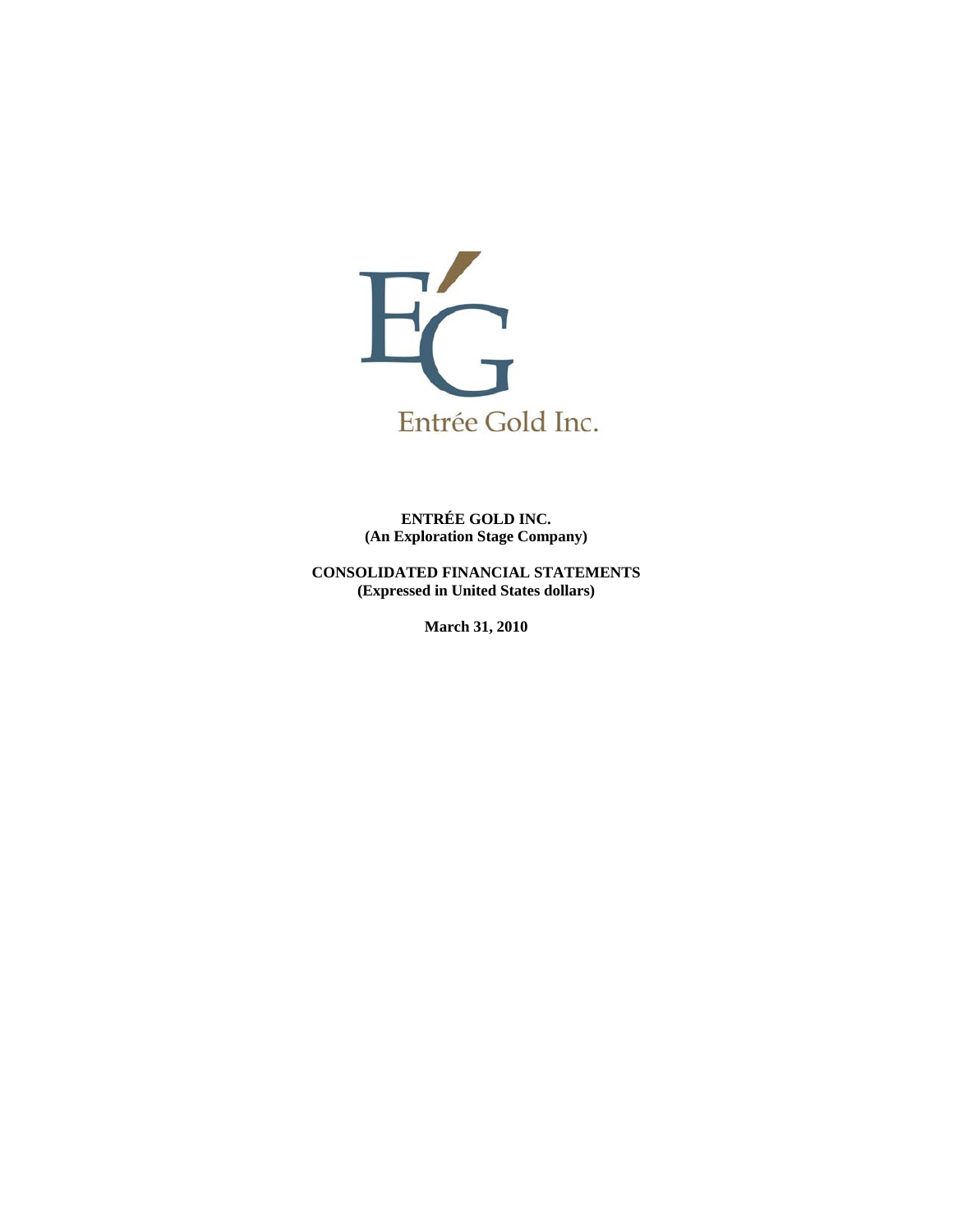Entrée Gold Inc.

**ENTRÉE GOLD INC.**
**(An Exploration Stage Company)**

**CONSOLIDATED FINANCIAL STATEMENTS**
**(Expressed in United States dollars)**

**March 31, 2010**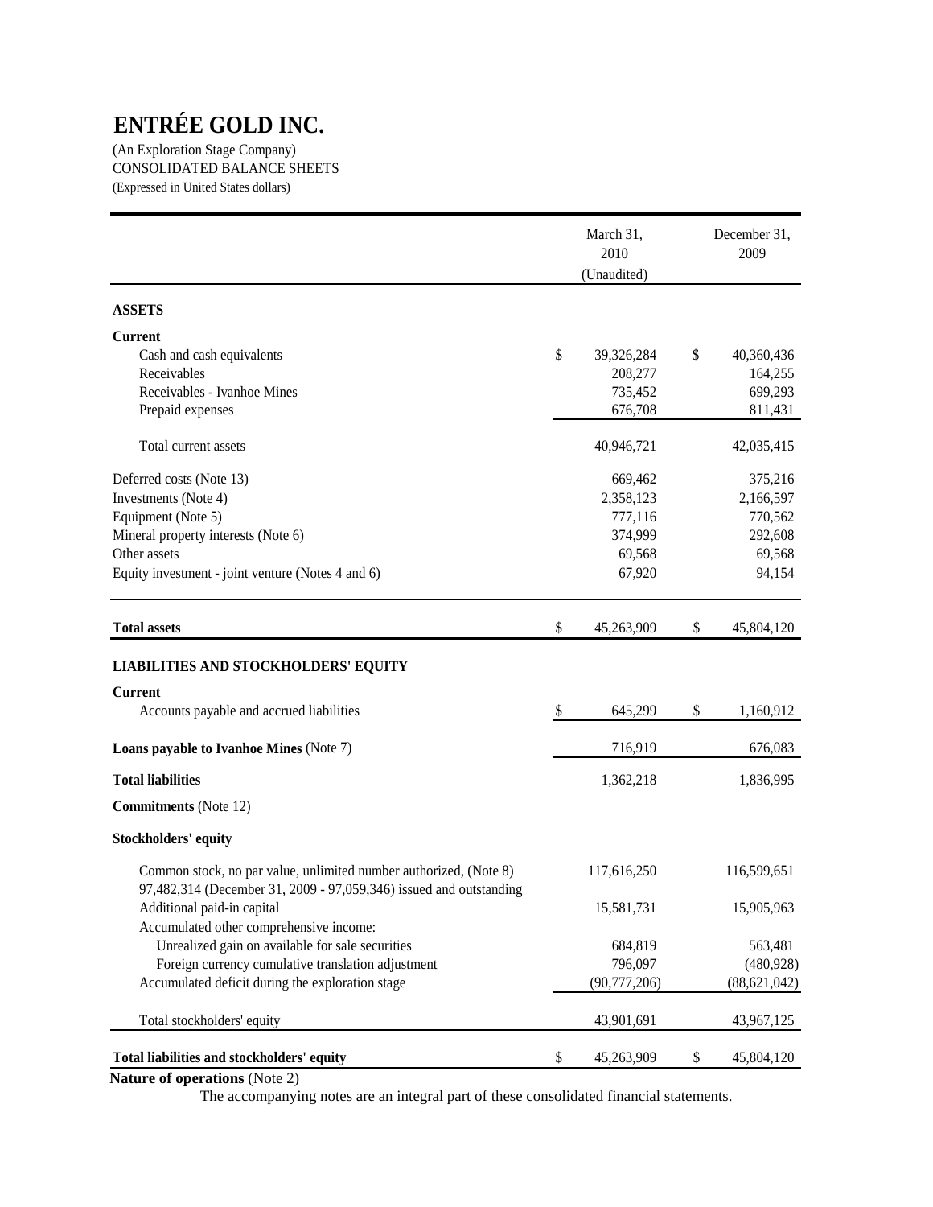# ENTRÉE GOLD INC.

(An Exploration Stage Company)
CONSOLIDATED BALANCE SHEETS
(Expressed in United States dollars)

| | March 31, 2010 (Unaudited) | December 31, 2009 |
|---|---|---|
| **ASSETS** | | |
| **Current** | | |
| Cash and cash equivalents | $ 39,326,284 | $ 40,360,436 |
| Receivables | 208,277 | 164,255 |
| Receivables - Ivanhoe Mines | 735,452 | 699,293 |
| Prepaid expenses | 676,708 | 811,431 |
| Total current assets | 40,946,721 | 42,035,415 |
| Deferred costs (Note 13) | 669,462 | 375,216 |
| Investments (Note 4) | 2,358,123 | 2,166,597 |
| Equipment (Note 5) | 777,116 | 770,562 |
| Mineral property interests (Note 6) | 374,999 | 292,608 |
| Other assets | 69,568 | 69,568 |
| Equity investment - joint venture (Notes 4 and 6) | 67,920 | 94,154 |
| **Total assets** | $ 45,263,909 | $ 45,804,120 |
| **LIABILITIES AND STOCKHOLDERS' EQUITY** | | |
| **Current** | | |
| Accounts payable and accrued liabilities | $ 645,299 | $ 1,160,912 |
| **Loans payable to Ivanhoe Mines** (Note 7) | 716,919 | 676,083 |
| **Total liabilities** | 1,362,218 | 1,836,995 |
| **Commitments** (Note 12) | | |
| **Stockholders' equity** | | |
| Common stock, no par value, unlimited number authorized, (Note 8) 97,482,314 (December 31, 2009 - 97,059,346) issued and outstanding | 117,616,250 | 116,599,651 |
| Additional paid-in capital | 15,581,731 | 15,905,963 |
| Accumulated other comprehensive income: | | |
| Unrealized gain on available for sale securities | 684,819 | 563,481 |
| Foreign currency cumulative translation adjustment | 796,097 | (480,928) |
| Accumulated deficit during the exploration stage | (90,777,206) | (88,621,042) |
| Total stockholders' equity | 43,901,691 | 43,967,125 |
| **Total liabilities and stockholders' equity** | $ 45,263,909 | $ 45,804,120 |

**Nature of operations** (Note 2)

The accompanying notes are an integral part of these consolidated financial statements.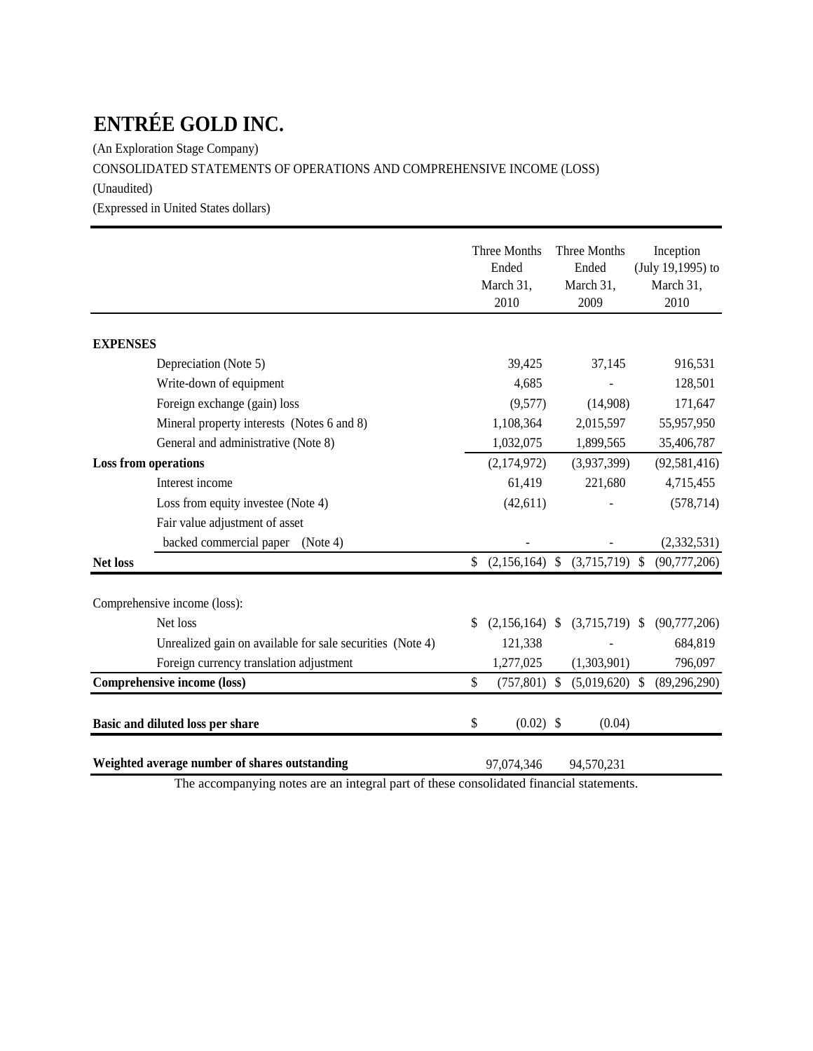# ENTRÉE GOLD INC.

(An Exploration Stage Company)

CONSOLIDATED STATEMENTS OF OPERATIONS AND COMPREHENSIVE INCOME (LOSS)

(Unaudited)

(Expressed in United States dollars)

| | Three Months Ended March 31, 2010 | Three Months Ended March 31, 2009 | Inception (July 19,1995) to March 31, 2010 |
|---|---|---|---|
| **EXPENSES** | | | |
| Depreciation (Note 5) | 39,425 | 37,145 | 916,531 |
| Write-down of equipment | 4,685 | - | 128,501 |
| Foreign exchange (gain) loss | (9,577) | (14,908) | 171,647 |
| Mineral property interests (Notes 6 and 8) | 1,108,364 | 2,015,597 | 55,957,950 |
| General and administrative (Note 8) | 1,032,075 | 1,899,565 | 35,406,787 |
| **Loss from operations** | (2,174,972) | (3,937,399) | (92,581,416) |
| Interest income | 61,419 | 221,680 | 4,715,455 |
| Loss from equity investee (Note 4) | (42,611) | - | (578,714) |
| Fair value adjustment of asset backed commercial paper (Note 4) | - | - | (2,332,531) |
| **Net loss** | $ (2,156,164) | $ (3,715,719) | $ (90,777,206) |
| Comprehensive income (loss): | | | |
| Net loss | $ (2,156,164) | $ (3,715,719) | $ (90,777,206) |
| Unrealized gain on available for sale securities (Note 4) | 121,338 | - | 684,819 |
| Foreign currency translation adjustment | 1,277,025 | (1,303,901) | 796,097 |
| **Comprehensive income (loss)** | $ (757,801) | $ (5,019,620) | $ (89,296,290) |
| **Basic and diluted loss per share** | $ (0.02) | $ (0.04) | |
| **Weighted average number of shares outstanding** | 97,074,346 | 94,570,231 | |

The accompanying notes are an integral part of these consolidated financial statements.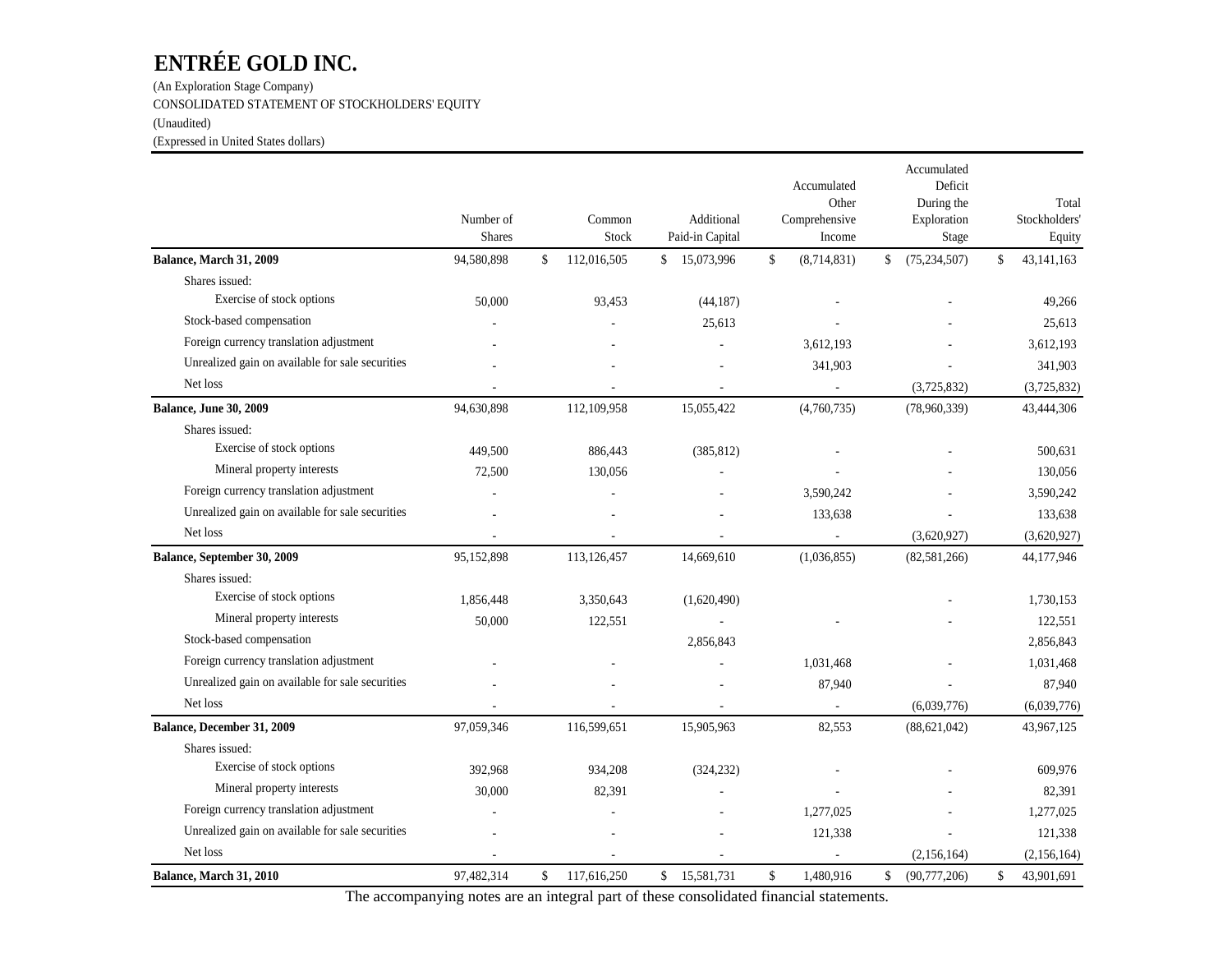# ENTRÉE GOLD INC.

(An Exploration Stage Company)

CONSOLIDATED STATEMENT OF STOCKHOLDERS' EQUITY

(Unaudited)

(Expressed in United States dollars)

| | Number of Shares | Common Stock | Additional Paid-in Capital | Accumulated Other Comprehensive Income | Accumulated Deficit During the Exploration Stage | Total Stockholders' Equity |
|---|---|---|---|---|---|---|
| **Balance, March 31, 2009** | 94,580,898 | $ 112,016,505 | $ 15,073,996 | $ (8,714,831) | $ (75,234,507) | $ 43,141,163 |
| Shares issued: | | | | | | |
| Exercise of stock options | 50,000 | 93,453 | (44,187) | - | - | 49,266 |
| Stock-based compensation | - | - | 25,613 | - | - | 25,613 |
| Foreign currency translation adjustment | - | - | - | 3,612,193 | - | 3,612,193 |
| Unrealized gain on available for sale securities | - | - | - | 341,903 | - | 341,903 |
| Net loss | - | - | - | - | (3,725,832) | (3,725,832) |
| **Balance, June 30, 2009** | 94,630,898 | 112,109,958 | 15,055,422 | (4,760,735) | (78,960,339) | 43,444,306 |
| Shares issued: | | | | | | |
| Exercise of stock options | 449,500 | 886,443 | (385,812) | - | - | 500,631 |
| Mineral property interests | 72,500 | 130,056 | - | - | - | 130,056 |
| Foreign currency translation adjustment | - | - | - | 3,590,242 | - | 3,590,242 |
| Unrealized gain on available for sale securities | - | - | - | 133,638 | - | 133,638 |
| Net loss | - | - | - | - | (3,620,927) | (3,620,927) |
| **Balance, September 30, 2009** | 95,152,898 | 113,126,457 | 14,669,610 | (1,036,855) | (82,581,266) | 44,177,946 |
| Shares issued: | | | | | | |
| Exercise of stock options | 1,856,448 | 3,350,643 | (1,620,490) | | - | 1,730,153 |
| Mineral property interests | 50,000 | 122,551 | - | - | - | 122,551 |
| Stock-based compensation | | | 2,856,843 | | | 2,856,843 |
| Foreign currency translation adjustment | - | - | - | 1,031,468 | - | 1,031,468 |
| Unrealized gain on available for sale securities | - | - | - | 87,940 | - | 87,940 |
| Net loss | - | - | - | - | (6,039,776) | (6,039,776) |
| **Balance, December 31, 2009** | 97,059,346 | 116,599,651 | 15,905,963 | 82,553 | (88,621,042) | 43,967,125 |
| Shares issued: | | | | | | |
| Exercise of stock options | 392,968 | 934,208 | (324,232) | - | - | 609,976 |
| Mineral property interests | 30,000 | 82,391 | - | - | - | 82,391 |
| Foreign currency translation adjustment | - | - | - | 1,277,025 | - | 1,277,025 |
| Unrealized gain on available for sale securities | - | - | - | 121,338 | - | 121,338 |
| Net loss | - | - | - | - | (2,156,164) | (2,156,164) |
| **Balance, March 31, 2010** | 97,482,314 | $ 117,616,250 | $ 15,581,731 | $ 1,480,916 | $ (90,777,206) | $ 43,901,691 |

The accompanying notes are an integral part of these consolidated financial statements.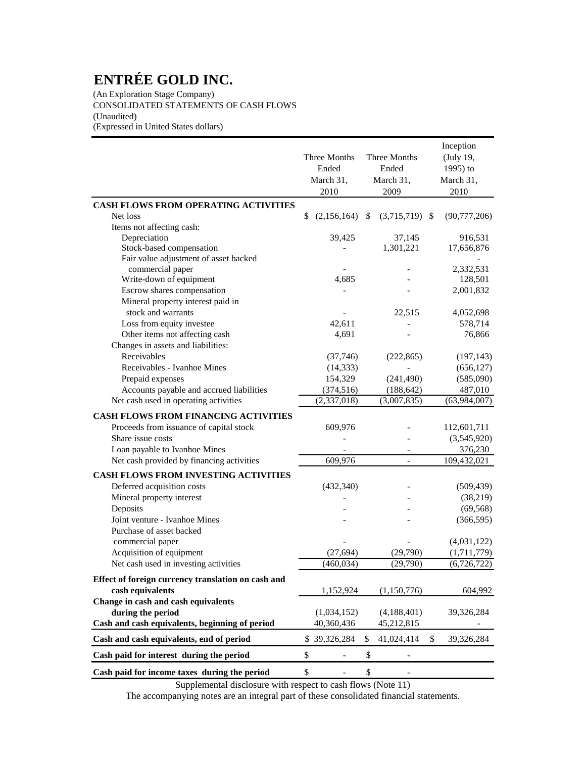# ENTRÉE GOLD INC.

(An Exploration Stage Company)
CONSOLIDATED STATEMENTS OF CASH FLOWS
(Unaudited)
(Expressed in United States dollars)

| | Three Months Ended March 31, 2010 | Three Months Ended March 31, 2009 | Inception (July 19, 1995) to March 31, 2010 |
|---|---|---|---|
| **CASH FLOWS FROM OPERATING ACTIVITIES** | | | |
| Net loss | $ (2,156,164) | $ (3,715,719) | $ (90,777,206) |
| Items not affecting cash: | | | |
| Depreciation | 39,425 | 37,145 | 916,531 |
| Stock-based compensation | - | 1,301,221 | 17,656,876 |
| Fair value adjustment of asset backed commercial paper | - | - | 2,332,531 |
| Write-down of equipment | 4,685 | - | 128,501 |
| Escrow shares compensation | - | - | 2,001,832 |
| Mineral property interest paid in stock and warrants | - | 22,515 | 4,052,698 |
| Loss from equity investee | 42,611 | - | 578,714 |
| Other items not affecting cash | 4,691 | - | 76,866 |
| Changes in assets and liabilities: | | | |
| Receivables | (37,746) | (222,865) | (197,143) |
| Receivables - Ivanhoe Mines | (14,333) | - | (656,127) |
| Prepaid expenses | 154,329 | (241,490) | (585,090) |
| Accounts payable and accrued liabilities | (374,516) | (188,642) | 487,010 |
| Net cash used in operating activities | (2,337,018) | (3,007,835) | (63,984,007) |
| **CASH FLOWS FROM FINANCING ACTIVITIES** | | | |
| Proceeds from issuance of capital stock | 609,976 | - | 112,601,711 |
| Share issue costs | - | - | (3,545,920) |
| Loan payable to Ivanhoe Mines | - | - | 376,230 |
| Net cash provided by financing activities | 609,976 | - | 109,432,021 |
| **CASH FLOWS FROM INVESTING ACTIVITIES** | | | |
| Deferred acquisition costs | (432,340) | - | (509,439) |
| Mineral property interest | - | - | (38,219) |
| Deposits | - | - | (69,568) |
| Joint venture - Ivanhoe Mines | - | - | (366,595) |
| Purchase of asset backed commercial paper | - | - | (4,031,122) |
| Acquisition of equipment | (27,694) | (29,790) | (1,711,779) |
| Net cash used in investing activities | (460,034) | (29,790) | (6,726,722) |
| **Effect of foreign currency translation on cash and cash equivalents** | 1,152,924 | (1,150,776) | 604,992 |
| **Change in cash and cash equivalents during the period** | (1,034,152) | (4,188,401) | 39,326,284 |
| **Cash and cash equivalents, beginning of period** | 40,360,436 | 45,212,815 | - |
| **Cash and cash equivalents, end of period** | $ 39,326,284 | $ 41,024,414 | $ 39,326,284 |
| **Cash paid for interest during the period** | $ - | $ - | |
| **Cash paid for income taxes during the period** | $ - | $ - | |

Supplemental disclosure with respect to cash flows (Note 11)

The accompanying notes are an integral part of these consolidated financial statements.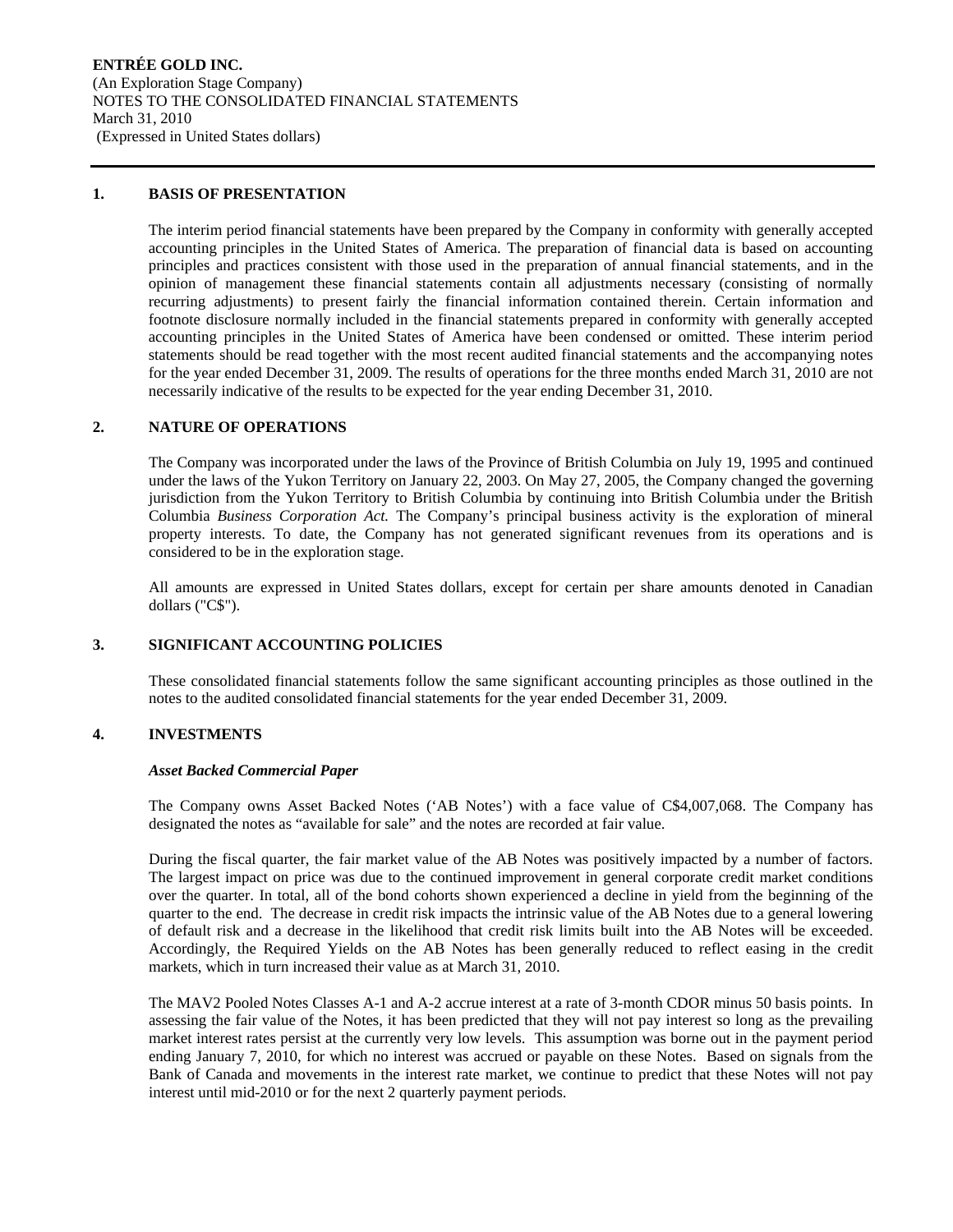**ENTRÉE GOLD INC.**
(An Exploration Stage Company)
NOTES TO THE CONSOLIDATED FINANCIAL STATEMENTS
March 31, 2010
(Expressed in United States dollars)

## 1. BASIS OF PRESENTATION

The interim period financial statements have been prepared by the Company in conformity with generally accepted accounting principles in the United States of America. The preparation of financial data is based on accounting principles and practices consistent with those used in the preparation of annual financial statements, and in the opinion of management these financial statements contain all adjustments necessary (consisting of normally recurring adjustments) to present fairly the financial information contained therein. Certain information and footnote disclosure normally included in the financial statements prepared in conformity with generally accepted accounting principles in the United States of America have been condensed or omitted. These interim period statements should be read together with the most recent audited financial statements and the accompanying notes for the year ended December 31, 2009. The results of operations for the three months ended March 31, 2010 are not necessarily indicative of the results to be expected for the year ending December 31, 2010.

## 2. NATURE OF OPERATIONS

The Company was incorporated under the laws of the Province of British Columbia on July 19, 1995 and continued under the laws of the Yukon Territory on January 22, 2003. On May 27, 2005, the Company changed the governing jurisdiction from the Yukon Territory to British Columbia by continuing into British Columbia under the British Columbia *Business Corporation Act*. The Company's principal business activity is the exploration of mineral property interests. To date, the Company has not generated significant revenues from its operations and is considered to be in the exploration stage.

All amounts are expressed in United States dollars, except for certain per share amounts denoted in Canadian dollars ("C$").

## 3. SIGNIFICANT ACCOUNTING POLICIES

These consolidated financial statements follow the same significant accounting principles as those outlined in the notes to the audited consolidated financial statements for the year ended December 31, 2009.

## 4. INVESTMENTS

***Asset Backed Commercial Paper***

The Company owns Asset Backed Notes ('AB Notes') with a face value of C$4,007,068. The Company has designated the notes as "available for sale" and the notes are recorded at fair value.

During the fiscal quarter, the fair market value of the AB Notes was positively impacted by a number of factors. The largest impact on price was due to the continued improvement in general corporate credit market conditions over the quarter. In total, all of the bond cohorts shown experienced a decline in yield from the beginning of the quarter to the end. The decrease in credit risk impacts the intrinsic value of the AB Notes due to a general lowering of default risk and a decrease in the likelihood that credit risk limits built into the AB Notes will be exceeded. Accordingly, the Required Yields on the AB Notes has been generally reduced to reflect easing in the credit markets, which in turn increased their value as at March 31, 2010.

The MAV2 Pooled Notes Classes A-1 and A-2 accrue interest at a rate of 3-month CDOR minus 50 basis points. In assessing the fair value of the Notes, it has been predicted that they will not pay interest so long as the prevailing market interest rates persist at the currently very low levels. This assumption was borne out in the payment period ending January 7, 2010, for which no interest was accrued or payable on these Notes. Based on signals from the Bank of Canada and movements in the interest rate market, we continue to predict that these Notes will not pay interest until mid-2010 or for the next 2 quarterly payment periods.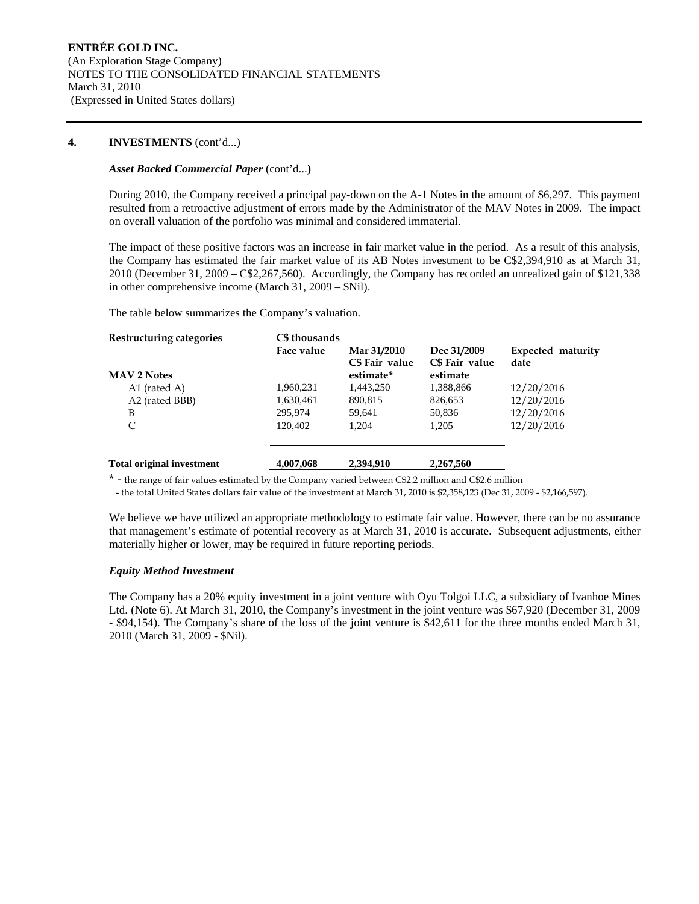**ENTRÉE GOLD INC.**
(An Exploration Stage Company)
NOTES TO THE CONSOLIDATED FINANCIAL STATEMENTS
March 31, 2010
(Expressed in United States dollars)

### 4. INVESTMENTS (cont'd...)

***Asset Backed Commercial Paper*** (cont'd...**)**

During 2010, the Company received a principal pay-down on the A-1 Notes in the amount of $6,297. This payment resulted from a retroactive adjustment of errors made by the Administrator of the MAV Notes in 2009. The impact on overall valuation of the portfolio was minimal and considered immaterial.

The impact of these positive factors was an increase in fair market value in the period. As a result of this analysis, the Company has estimated the fair market value of its AB Notes investment to be C$2,394,910 as at March 31, 2010 (December 31, 2009 – C$2,267,560). Accordingly, the Company has recorded an unrealized gain of $121,338 in other comprehensive income (March 31, 2009 – $Nil).

The table below summarizes the Company's valuation.

| Restructuring categories | C$ thousands Face value | Mar 31/2010 C$ Fair value estimate* | Dec 31/2009 C$ Fair value estimate | Expected maturity date |
|---|---|---|---|---|
| **MAV 2 Notes** | | | | |
| A1 (rated A) | 1,960,231 | 1,443,250 | 1,388,866 | 12/20/2016 |
| A2 (rated BBB) | 1,630,461 | 890,815 | 826,653 | 12/20/2016 |
| B | 295,974 | 59,641 | 50,836 | 12/20/2016 |
| C | 120,402 | 1,204 | 1,205 | 12/20/2016 |
| **Total original investment** | **4,007,068** | **2,394,910** | **2,267,560** | |

\* - the range of fair values estimated by the Company varied between C$2.2 million and C$2.6 million
- the total United States dollars fair value of the investment at March 31, 2010 is $2,358,123 (Dec 31, 2009 - $2,166,597).

We believe we have utilized an appropriate methodology to estimate fair value. However, there can be no assurance that management's estimate of potential recovery as at March 31, 2010 is accurate. Subsequent adjustments, either materially higher or lower, may be required in future reporting periods.

***Equity Method Investment***

The Company has a 20% equity investment in a joint venture with Oyu Tolgoi LLC, a subsidiary of Ivanhoe Mines Ltd. (Note 6). At March 31, 2010, the Company's investment in the joint venture was $67,920 (December 31, 2009 - $94,154). The Company's share of the loss of the joint venture is $42,611 for the three months ended March 31, 2010 (March 31, 2009 - $Nil).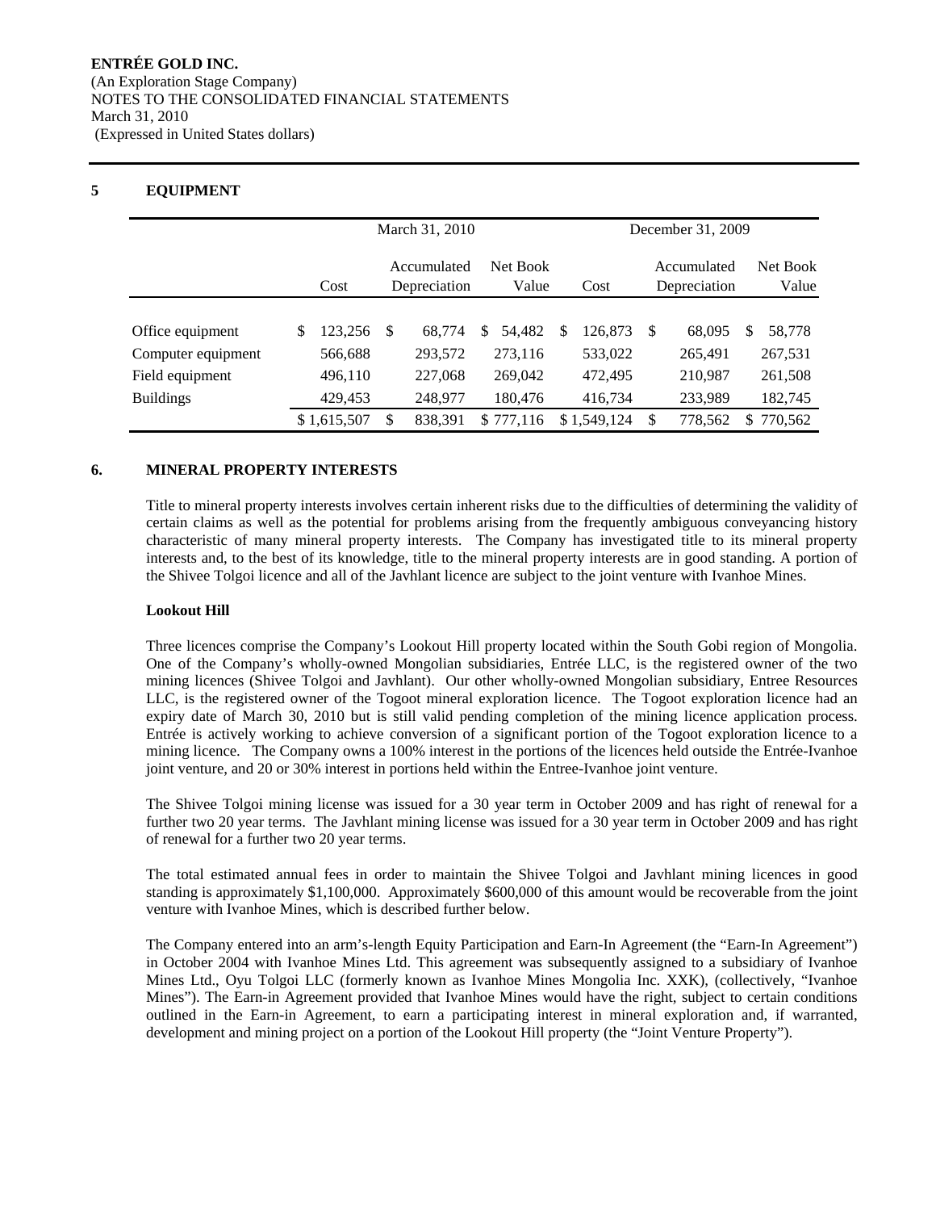## 5 EQUIPMENT

| | March 31, 2010 | | | December 31, 2009 | | |
|---|---|---|---|---|---|---|
| | Cost | Accumulated Depreciation | Net Book Value | Cost | Accumulated Depreciation | Net Book Value |
| Office equipment | $ 123,256 | $ 68,774 | $ 54,482 | $ 126,873 | $ 68,095 | $ 58,778 |
| Computer equipment | 566,688 | 293,572 | 273,116 | 533,022 | 265,491 | 267,531 |
| Field equipment | 496,110 | 227,068 | 269,042 | 472,495 | 210,987 | 261,508 |
| Buildings | 429,453 | 248,977 | 180,476 | 416,734 | 233,989 | 182,745 |
| | $ 1,615,507 | $ 838,391 | $ 777,116 | $ 1,549,124 | $ 778,562 | $ 770,562 |

## 6. MINERAL PROPERTY INTERESTS

Title to mineral property interests involves certain inherent risks due to the difficulties of determining the validity of certain claims as well as the potential for problems arising from the frequently ambiguous conveyancing history characteristic of many mineral property interests. The Company has investigated title to its mineral property interests and, to the best of its knowledge, title to the mineral property interests are in good standing. A portion of the Shivee Tolgoi licence and all of the Javhlant licence are subject to the joint venture with Ivanhoe Mines.

**Lookout Hill**

Three licences comprise the Company's Lookout Hill property located within the South Gobi region of Mongolia. One of the Company's wholly-owned Mongolian subsidiaries, Entrée LLC, is the registered owner of the two mining licences (Shivee Tolgoi and Javhlant). Our other wholly-owned Mongolian subsidiary, Entree Resources LLC, is the registered owner of the Togoot mineral exploration licence. The Togoot exploration licence had an expiry date of March 30, 2010 but is still valid pending completion of the mining licence application process. Entrée is actively working to achieve conversion of a significant portion of the Togoot exploration licence to a mining licence. The Company owns a 100% interest in the portions of the licences held outside the Entrée-Ivanhoe joint venture, and 20 or 30% interest in portions held within the Entree-Ivanhoe joint venture.

The Shivee Tolgoi mining license was issued for a 30 year term in October 2009 and has right of renewal for a further two 20 year terms. The Javhlant mining license was issued for a 30 year term in October 2009 and has right of renewal for a further two 20 year terms.

The total estimated annual fees in order to maintain the Shivee Tolgoi and Javhlant mining licences in good standing is approximately $1,100,000. Approximately $600,000 of this amount would be recoverable from the joint venture with Ivanhoe Mines, which is described further below.

The Company entered into an arm's-length Equity Participation and Earn-In Agreement (the "Earn-In Agreement") in October 2004 with Ivanhoe Mines Ltd. This agreement was subsequently assigned to a subsidiary of Ivanhoe Mines Ltd., Oyu Tolgoi LLC (formerly known as Ivanhoe Mines Mongolia Inc. XXK), (collectively, "Ivanhoe Mines"). The Earn-in Agreement provided that Ivanhoe Mines would have the right, subject to certain conditions outlined in the Earn-in Agreement, to earn a participating interest in mineral exploration and, if warranted, development and mining project on a portion of the Lookout Hill property (the "Joint Venture Property").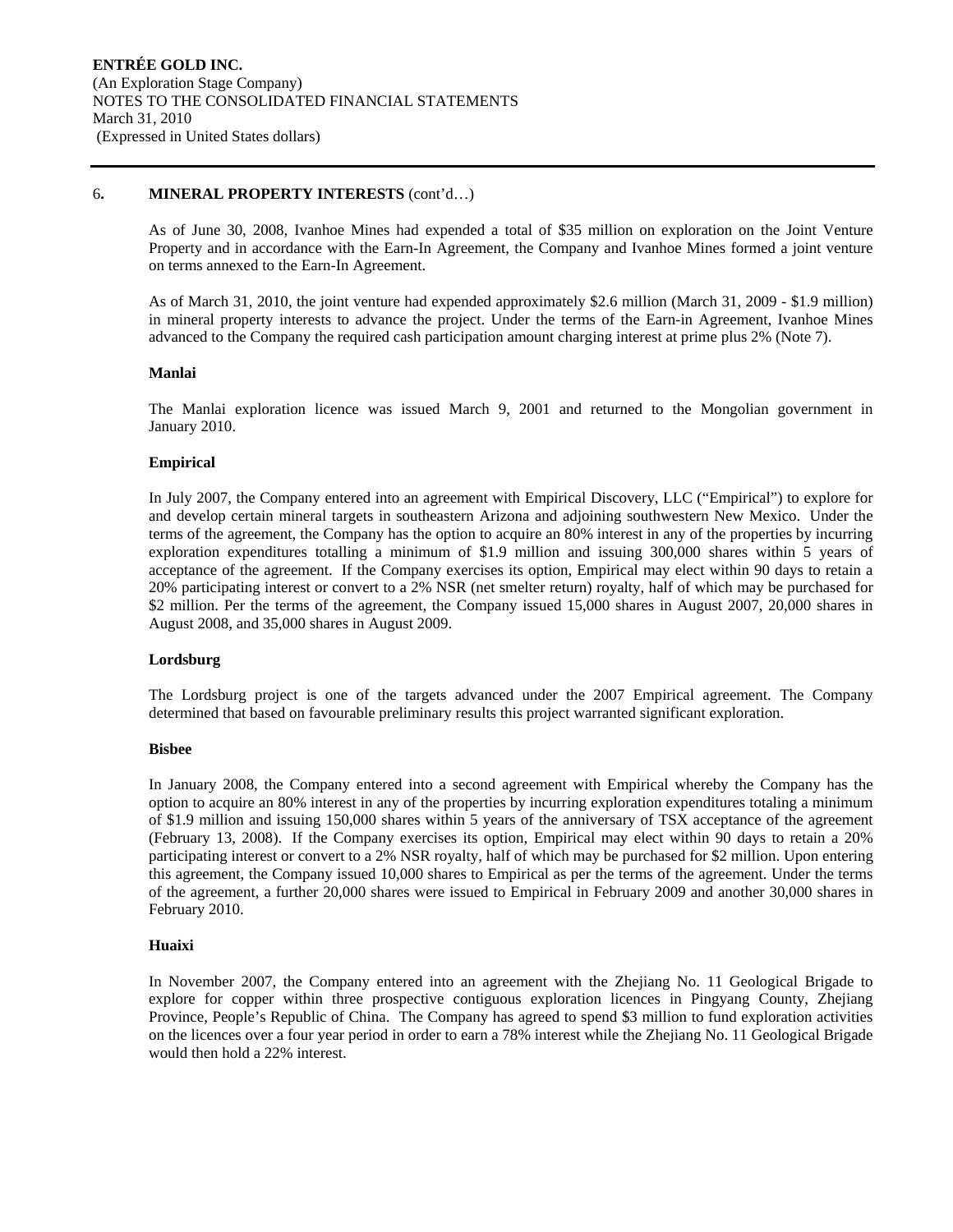## 6. MINERAL PROPERTY INTERESTS (cont'd…)

As of June 30, 2008, Ivanhoe Mines had expended a total of $35 million on exploration on the Joint Venture Property and in accordance with the Earn-In Agreement, the Company and Ivanhoe Mines formed a joint venture on terms annexed to the Earn-In Agreement.

As of March 31, 2010, the joint venture had expended approximately $2.6 million (March 31, 2009 - $1.9 million) in mineral property interests to advance the project. Under the terms of the Earn-in Agreement, Ivanhoe Mines advanced to the Company the required cash participation amount charging interest at prime plus 2% (Note 7).

### Manlai

The Manlai exploration licence was issued March 9, 2001 and returned to the Mongolian government in January 2010.

### Empirical

In July 2007, the Company entered into an agreement with Empirical Discovery, LLC ("Empirical") to explore for and develop certain mineral targets in southeastern Arizona and adjoining southwestern New Mexico. Under the terms of the agreement, the Company has the option to acquire an 80% interest in any of the properties by incurring exploration expenditures totalling a minimum of $1.9 million and issuing 300,000 shares within 5 years of acceptance of the agreement. If the Company exercises its option, Empirical may elect within 90 days to retain a 20% participating interest or convert to a 2% NSR (net smelter return) royalty, half of which may be purchased for $2 million. Per the terms of the agreement, the Company issued 15,000 shares in August 2007, 20,000 shares in August 2008, and 35,000 shares in August 2009.

### Lordsburg

The Lordsburg project is one of the targets advanced under the 2007 Empirical agreement. The Company determined that based on favourable preliminary results this project warranted significant exploration.

### Bisbee

In January 2008, the Company entered into a second agreement with Empirical whereby the Company has the option to acquire an 80% interest in any of the properties by incurring exploration expenditures totaling a minimum of $1.9 million and issuing 150,000 shares within 5 years of the anniversary of TSX acceptance of the agreement (February 13, 2008). If the Company exercises its option, Empirical may elect within 90 days to retain a 20% participating interest or convert to a 2% NSR royalty, half of which may be purchased for $2 million. Upon entering this agreement, the Company issued 10,000 shares to Empirical as per the terms of the agreement. Under the terms of the agreement, a further 20,000 shares were issued to Empirical in February 2009 and another 30,000 shares in February 2010.

### Huaixi

In November 2007, the Company entered into an agreement with the Zhejiang No. 11 Geological Brigade to explore for copper within three prospective contiguous exploration licences in Pingyang County, Zhejiang Province, People's Republic of China. The Company has agreed to spend $3 million to fund exploration activities on the licences over a four year period in order to earn a 78% interest while the Zhejiang No. 11 Geological Brigade would then hold a 22% interest.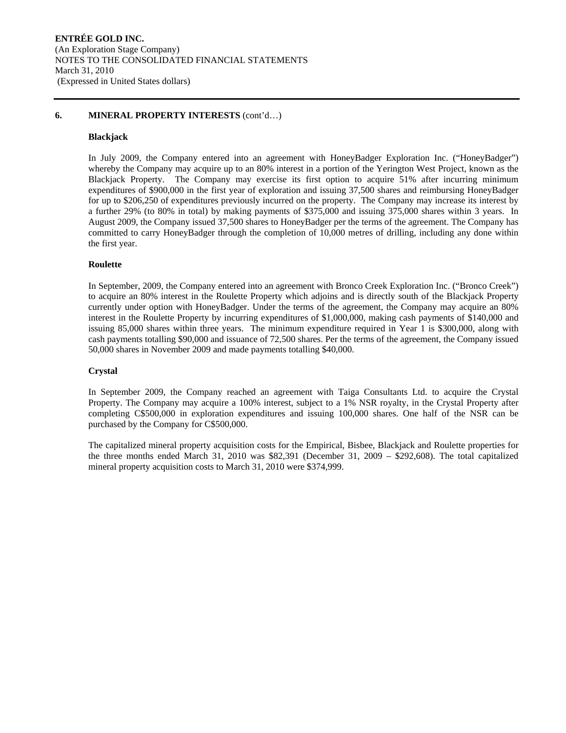**6. MINERAL PROPERTY INTERESTS** (cont'd…)

**Blackjack**

In July 2009, the Company entered into an agreement with HoneyBadger Exploration Inc. ("HoneyBadger") whereby the Company may acquire up to an 80% interest in a portion of the Yerington West Project, known as the Blackjack Property. The Company may exercise its first option to acquire 51% after incurring minimum expenditures of \$900,000 in the first year of exploration and issuing 37,500 shares and reimbursing HoneyBadger for up to \$206,250 of expenditures previously incurred on the property. The Company may increase its interest by a further 29% (to 80% in total) by making payments of \$375,000 and issuing 375,000 shares within 3 years. In August 2009, the Company issued 37,500 shares to HoneyBadger per the terms of the agreement. The Company has committed to carry HoneyBadger through the completion of 10,000 metres of drilling, including any done within the first year.

**Roulette**

In September, 2009, the Company entered into an agreement with Bronco Creek Exploration Inc. ("Bronco Creek") to acquire an 80% interest in the Roulette Property which adjoins and is directly south of the Blackjack Property currently under option with HoneyBadger. Under the terms of the agreement, the Company may acquire an 80% interest in the Roulette Property by incurring expenditures of \$1,000,000, making cash payments of \$140,000 and issuing 85,000 shares within three years. The minimum expenditure required in Year 1 is \$300,000, along with cash payments totalling \$90,000 and issuance of 72,500 shares. Per the terms of the agreement, the Company issued 50,000 shares in November 2009 and made payments totalling \$40,000.

**Crystal**

In September 2009, the Company reached an agreement with Taiga Consultants Ltd. to acquire the Crystal Property. The Company may acquire a 100% interest, subject to a 1% NSR royalty, in the Crystal Property after completing C\$500,000 in exploration expenditures and issuing 100,000 shares. One half of the NSR can be purchased by the Company for C\$500,000.

The capitalized mineral property acquisition costs for the Empirical, Bisbee, Blackjack and Roulette properties for the three months ended March 31, 2010 was \$82,391 (December 31, 2009 – \$292,608). The total capitalized mineral property acquisition costs to March 31, 2010 were \$374,999.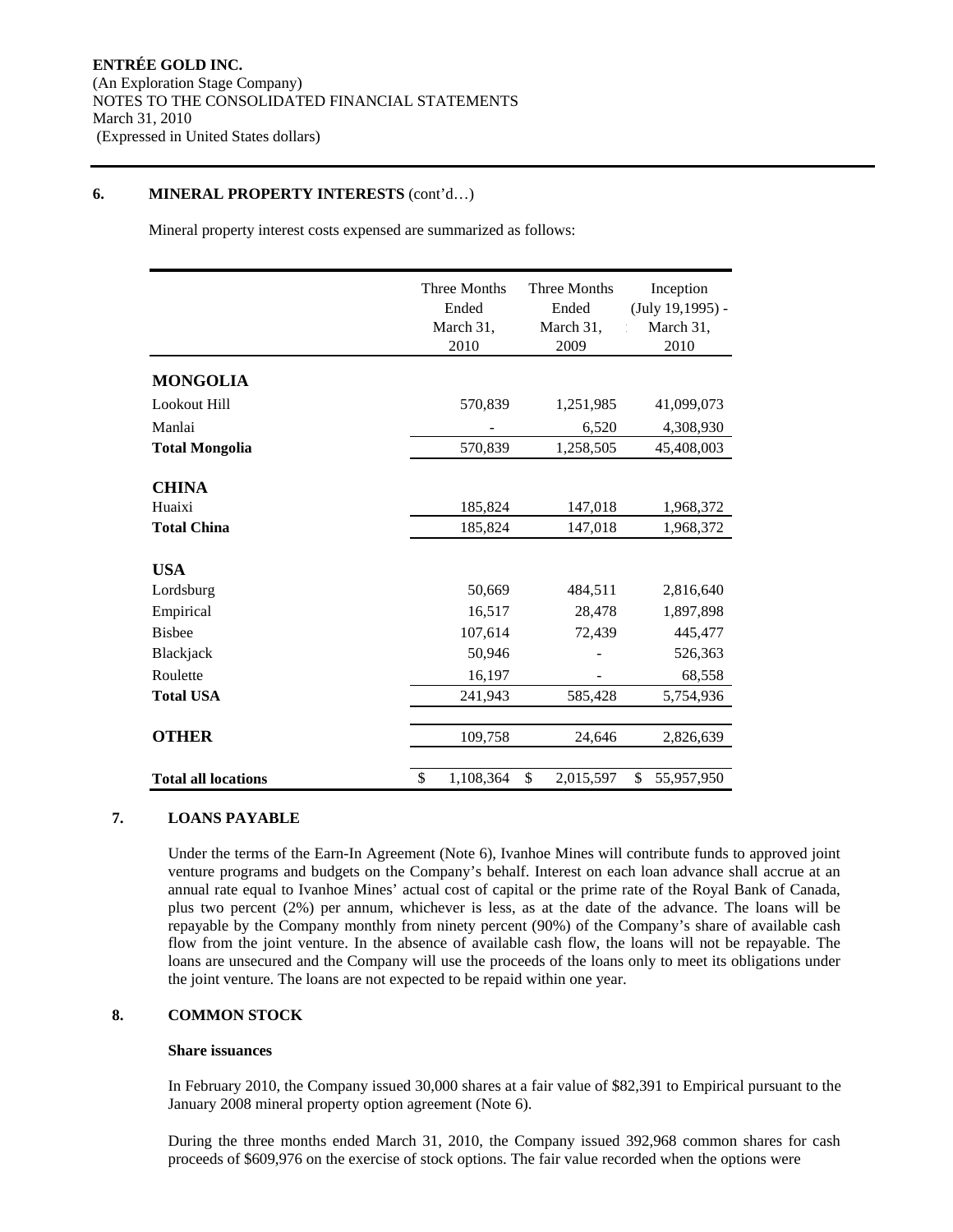**ENTRÉE GOLD INC.**
(An Exploration Stage Company)
NOTES TO THE CONSOLIDATED FINANCIAL STATEMENTS
March 31, 2010
(Expressed in United States dollars)

## 6. MINERAL PROPERTY INTERESTS (cont'd…)

Mineral property interest costs expensed are summarized as follows:

| | Three Months Ended March 31, 2010 | Three Months Ended March 31, 2009 | Inception (July 19,1995) - March 31, 2010 |
|---|---|---|---|
| **MONGOLIA** | | | |
| Lookout Hill | 570,839 | 1,251,985 | 41,099,073 |
| Manlai | - | 6,520 | 4,308,930 |
| **Total Mongolia** | 570,839 | 1,258,505 | 45,408,003 |
| **CHINA** | | | |
| Huaixi | 185,824 | 147,018 | 1,968,372 |
| **Total China** | 185,824 | 147,018 | 1,968,372 |
| **USA** | | | |
| Lordsburg | 50,669 | 484,511 | 2,816,640 |
| Empirical | 16,517 | 28,478 | 1,897,898 |
| Bisbee | 107,614 | 72,439 | 445,477 |
| Blackjack | 50,946 | - | 526,363 |
| Roulette | 16,197 | - | 68,558 |
| **Total USA** | 241,943 | 585,428 | 5,754,936 |
| **OTHER** | 109,758 | 24,646 | 2,826,639 |
| **Total all locations** | $ 1,108,364 | $ 2,015,597 | $ 55,957,950 |

## 7. LOANS PAYABLE

Under the terms of the Earn-In Agreement (Note 6), Ivanhoe Mines will contribute funds to approved joint venture programs and budgets on the Company's behalf. Interest on each loan advance shall accrue at an annual rate equal to Ivanhoe Mines' actual cost of capital or the prime rate of the Royal Bank of Canada, plus two percent (2%) per annum, whichever is less, as at the date of the advance. The loans will be repayable by the Company monthly from ninety percent (90%) of the Company's share of available cash flow from the joint venture. In the absence of available cash flow, the loans will not be repayable. The loans are unsecured and the Company will use the proceeds of the loans only to meet its obligations under the joint venture. The loans are not expected to be repaid within one year.

## 8. COMMON STOCK

**Share issuances**

In February 2010, the Company issued 30,000 shares at a fair value of $82,391 to Empirical pursuant to the January 2008 mineral property option agreement (Note 6).

During the three months ended March 31, 2010, the Company issued 392,968 common shares for cash proceeds of $609,976 on the exercise of stock options. The fair value recorded when the options were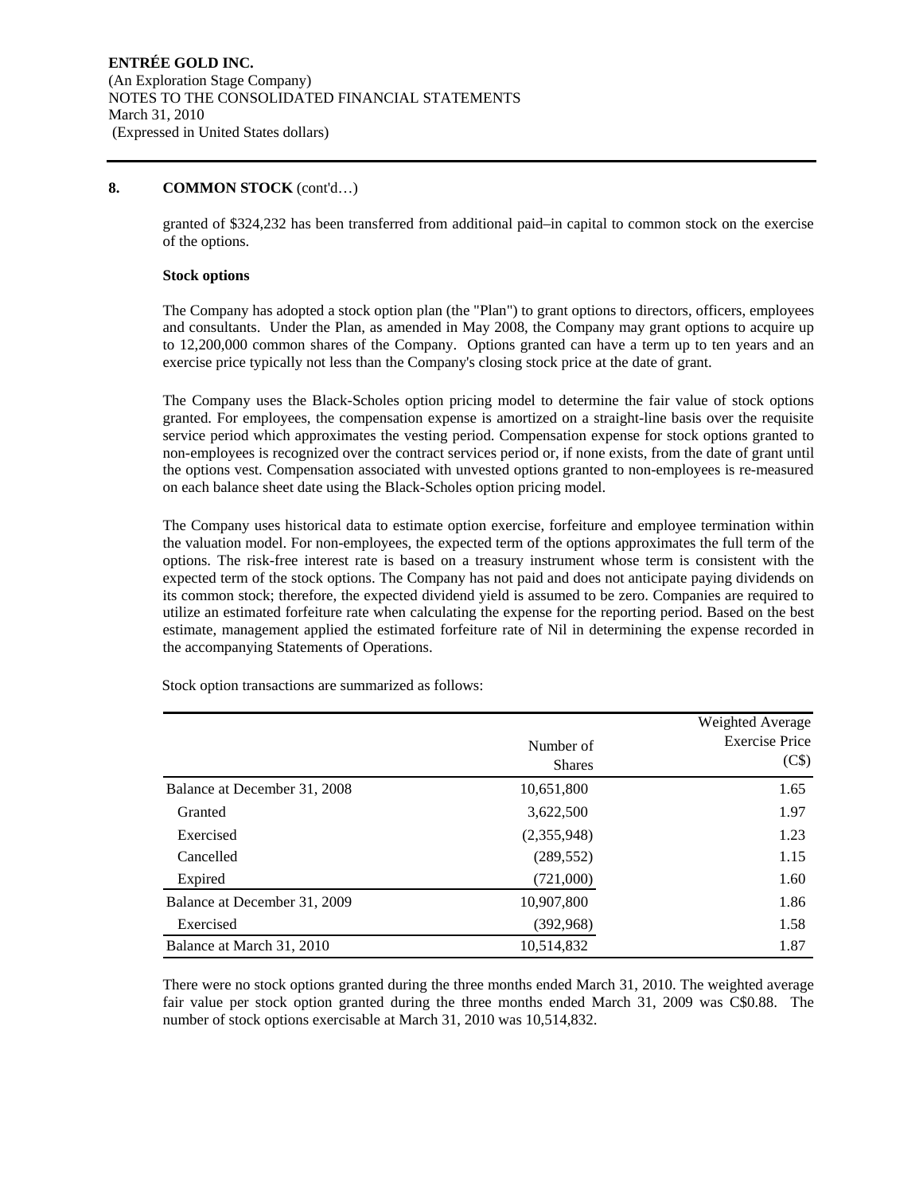## 8. COMMON STOCK (cont'd…)

granted of $324,232 has been transferred from additional paid–in capital to common stock on the exercise of the options.

**Stock options**

The Company has adopted a stock option plan (the "Plan") to grant options to directors, officers, employees and consultants. Under the Plan, as amended in May 2008, the Company may grant options to acquire up to 12,200,000 common shares of the Company. Options granted can have a term up to ten years and an exercise price typically not less than the Company's closing stock price at the date of grant.

The Company uses the Black-Scholes option pricing model to determine the fair value of stock options granted. For employees, the compensation expense is amortized on a straight-line basis over the requisite service period which approximates the vesting period. Compensation expense for stock options granted to non-employees is recognized over the contract services period or, if none exists, from the date of grant until the options vest. Compensation associated with unvested options granted to non-employees is re-measured on each balance sheet date using the Black-Scholes option pricing model.

The Company uses historical data to estimate option exercise, forfeiture and employee termination within the valuation model. For non-employees, the expected term of the options approximates the full term of the options. The risk-free interest rate is based on a treasury instrument whose term is consistent with the expected term of the stock options. The Company has not paid and does not anticipate paying dividends on its common stock; therefore, the expected dividend yield is assumed to be zero. Companies are required to utilize an estimated forfeiture rate when calculating the expense for the reporting period. Based on the best estimate, management applied the estimated forfeiture rate of Nil in determining the expense recorded in the accompanying Statements of Operations.

Stock option transactions are summarized as follows:

| | Number of Shares | Weighted Average Exercise Price (C$) |
|---|---|---|
| Balance at December 31, 2008 | 10,651,800 | 1.65 |
| Granted | 3,622,500 | 1.97 |
| Exercised | (2,355,948) | 1.23 |
| Cancelled | (289,552) | 1.15 |
| Expired | (721,000) | 1.60 |
| Balance at December 31, 2009 | 10,907,800 | 1.86 |
| Exercised | (392,968) | 1.58 |
| Balance at March 31, 2010 | 10,514,832 | 1.87 |

There were no stock options granted during the three months ended March 31, 2010. The weighted average fair value per stock option granted during the three months ended March 31, 2009 was C$0.88. The number of stock options exercisable at March 31, 2010 was 10,514,832.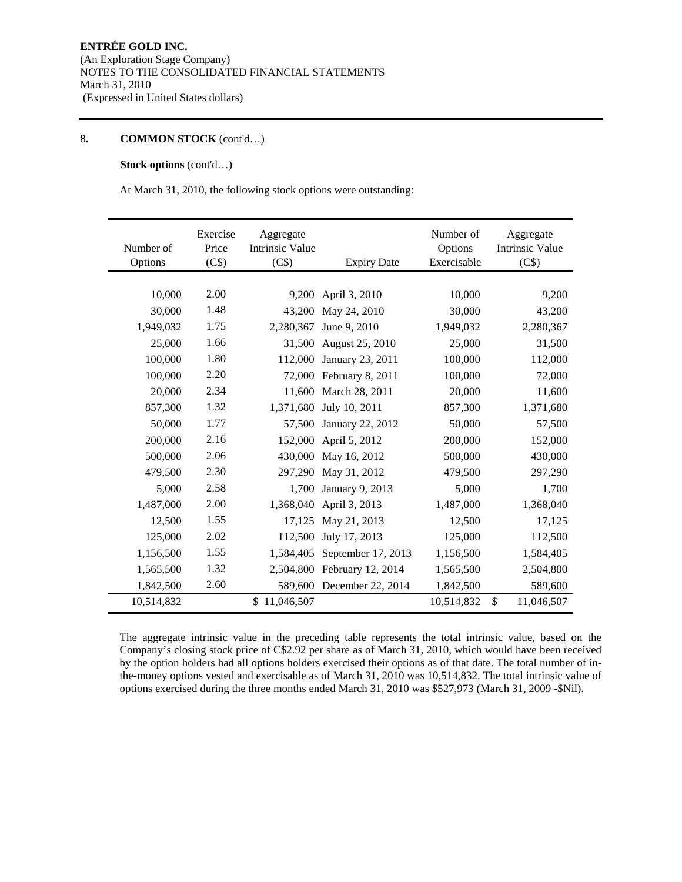## 8. COMMON STOCK (cont'd…)

**Stock options** (cont'd…)

At March 31, 2010, the following stock options were outstanding:

| Number of Options | Exercise Price (C$) | Aggregate Intrinsic Value (C$) | Expiry Date | Number of Options Exercisable | Aggregate Intrinsic Value (C$) |
|---|---|---|---|---|---|
| 10,000 | 2.00 | 9,200 | April 3, 2010 | 10,000 | 9,200 |
| 30,000 | 1.48 | 43,200 | May 24, 2010 | 30,000 | 43,200 |
| 1,949,032 | 1.75 | 2,280,367 | June 9, 2010 | 1,949,032 | 2,280,367 |
| 25,000 | 1.66 | 31,500 | August 25, 2010 | 25,000 | 31,500 |
| 100,000 | 1.80 | 112,000 | January 23, 2011 | 100,000 | 112,000 |
| 100,000 | 2.20 | 72,000 | February 8, 2011 | 100,000 | 72,000 |
| 20,000 | 2.34 | 11,600 | March 28, 2011 | 20,000 | 11,600 |
| 857,300 | 1.32 | 1,371,680 | July 10, 2011 | 857,300 | 1,371,680 |
| 50,000 | 1.77 | 57,500 | January 22, 2012 | 50,000 | 57,500 |
| 200,000 | 2.16 | 152,000 | April 5, 2012 | 200,000 | 152,000 |
| 500,000 | 2.06 | 430,000 | May 16, 2012 | 500,000 | 430,000 |
| 479,500 | 2.30 | 297,290 | May 31, 2012 | 479,500 | 297,290 |
| 5,000 | 2.58 | 1,700 | January 9, 2013 | 5,000 | 1,700 |
| 1,487,000 | 2.00 | 1,368,040 | April 3, 2013 | 1,487,000 | 1,368,040 |
| 12,500 | 1.55 | 17,125 | May 21, 2013 | 12,500 | 17,125 |
| 125,000 | 2.02 | 112,500 | July 17, 2013 | 125,000 | 112,500 |
| 1,156,500 | 1.55 | 1,584,405 | September 17, 2013 | 1,156,500 | 1,584,405 |
| 1,565,500 | 1.32 | 2,504,800 | February 12, 2014 | 1,565,500 | 2,504,800 |
| 1,842,500 | 2.60 | 589,600 | December 22, 2014 | 1,842,500 | 589,600 |
| 10,514,832 | | $ 11,046,507 | | 10,514,832 | $ 11,046,507 |

The aggregate intrinsic value in the preceding table represents the total intrinsic value, based on the Company's closing stock price of C$2.92 per share as of March 31, 2010, which would have been received by the option holders had all options holders exercised their options as of that date. The total number of in-the-money options vested and exercisable as of March 31, 2010 was 10,514,832. The total intrinsic value of options exercised during the three months ended March 31, 2010 was $527,973 (March 31, 2009 -$Nil).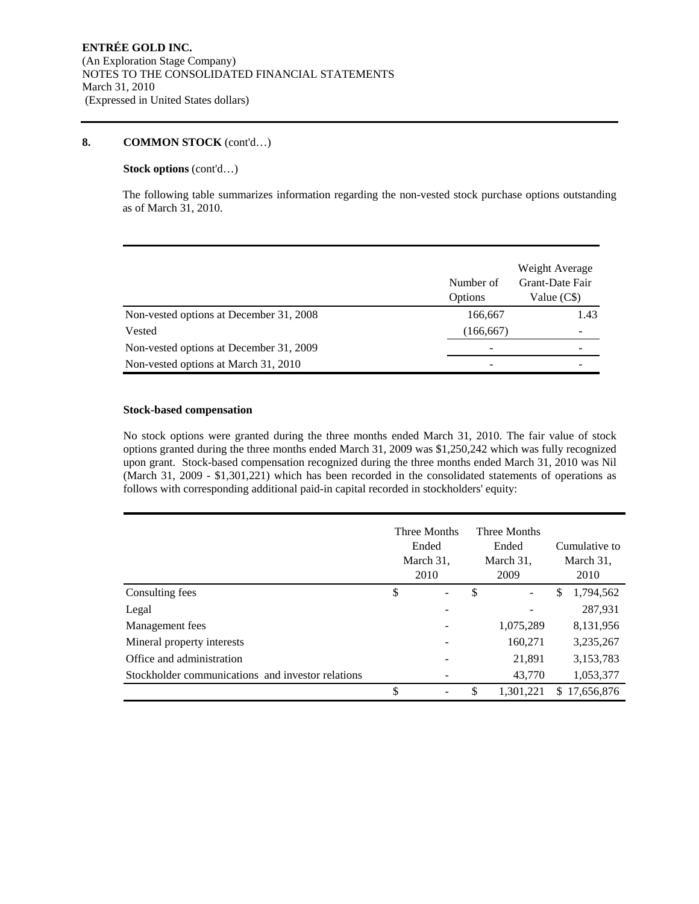**ENTRÉE GOLD INC.**
(An Exploration Stage Company)
NOTES TO THE CONSOLIDATED FINANCIAL STATEMENTS
March 31, 2010
(Expressed in United States dollars)

## 8. COMMON STOCK (cont'd…)

**Stock options** (cont'd…)

The following table summarizes information regarding the non-vested stock purchase options outstanding as of March 31, 2010.

| | Number of Options | Weight Average Grant-Date Fair Value (C$) |
|---|---|---|
| Non-vested options at December 31, 2008 | 166,667 | 1.43 |
| Vested | (166,667) | - |
| Non-vested options at December 31, 2009 | - | - |
| Non-vested options at March 31, 2010 | - | - |

**Stock-based compensation**

No stock options were granted during the three months ended March 31, 2010. The fair value of stock options granted during the three months ended March 31, 2009 was $1,250,242 which was fully recognized upon grant. Stock-based compensation recognized during the three months ended March 31, 2010 was Nil (March 31, 2009 - $1,301,221) which has been recorded in the consolidated statements of operations as follows with corresponding additional paid-in capital recorded in stockholders' equity:

| | Three Months Ended March 31, 2010 | Three Months Ended March 31, 2009 | Cumulative to March 31, 2010 |
|---|---|---|---|
| Consulting fees | $ - | $ - | $ 1,794,562 |
| Legal | - | - | 287,931 |
| Management fees | - | 1,075,289 | 8,131,956 |
| Mineral property interests | - | 160,271 | 3,235,267 |
| Office and administration | - | 21,891 | 3,153,783 |
| Stockholder communications and investor relations | - | 43,770 | 1,053,377 |
| | $ - | $ 1,301,221 | $ 17,656,876 |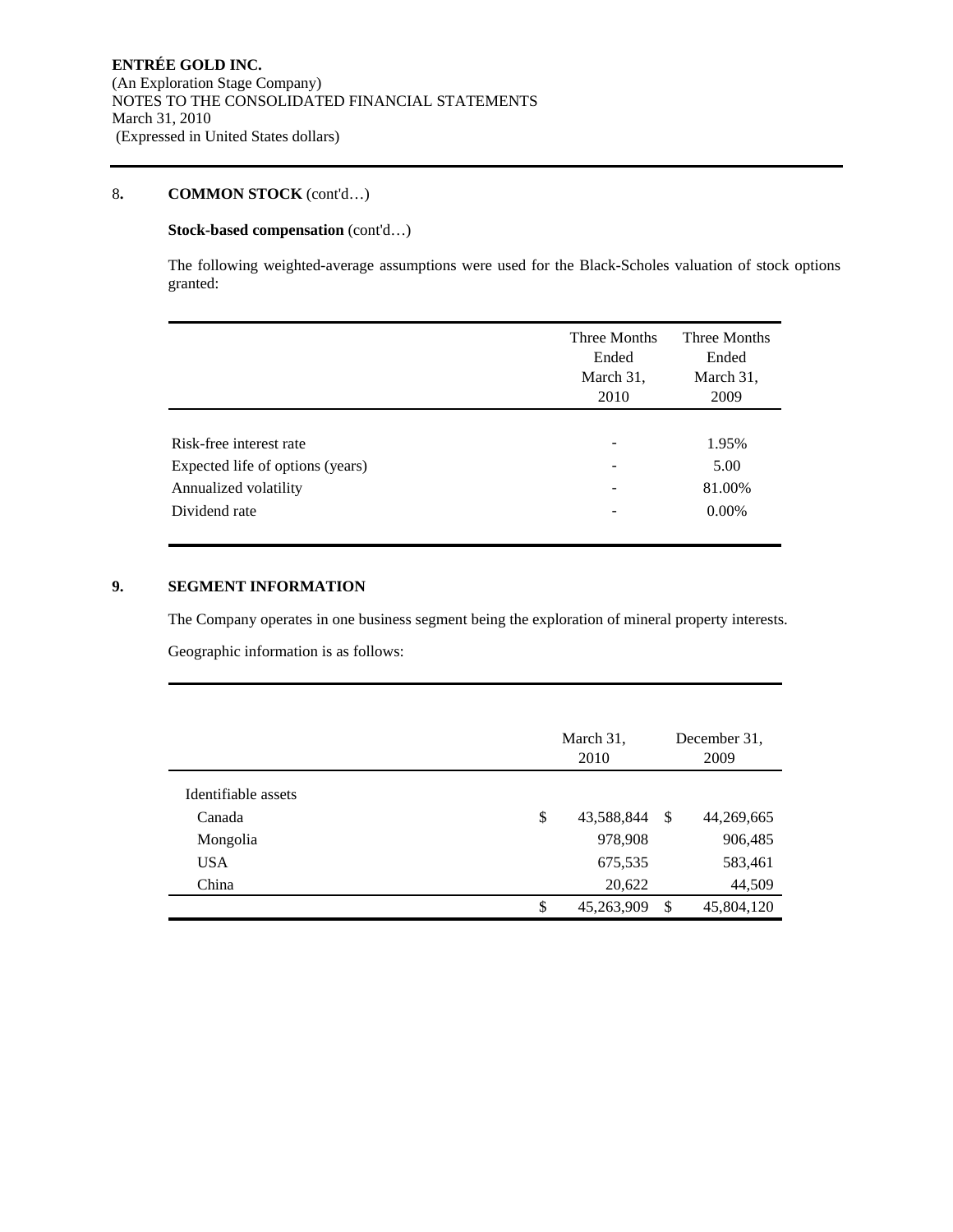**ENTRÉE GOLD INC.**
(An Exploration Stage Company)
NOTES TO THE CONSOLIDATED FINANCIAL STATEMENTS
March 31, 2010
(Expressed in United States dollars)

## 8. COMMON STOCK (cont'd…)

**Stock-based compensation** (cont'd…)

The following weighted-average assumptions were used for the Black-Scholes valuation of stock options granted:

| | Three Months Ended March 31, 2010 | Three Months Ended March 31, 2009 |
|---|---|---|
| Risk-free interest rate | - | 1.95% |
| Expected life of options (years) | - | 5.00 |
| Annualized volatility | - | 81.00% |
| Dividend rate | - | 0.00% |

## 9. SEGMENT INFORMATION

The Company operates in one business segment being the exploration of mineral property interests.

Geographic information is as follows:

| | March 31, 2010 | December 31, 2009 |
|---|---|---|
| Identifiable assets | | |
| Canada | $ 43,588,844 | $ 44,269,665 |
| Mongolia | 978,908 | 906,485 |
| USA | 675,535 | 583,461 |
| China | 20,622 | 44,509 |
| | $ 45,263,909 | $ 45,804,120 |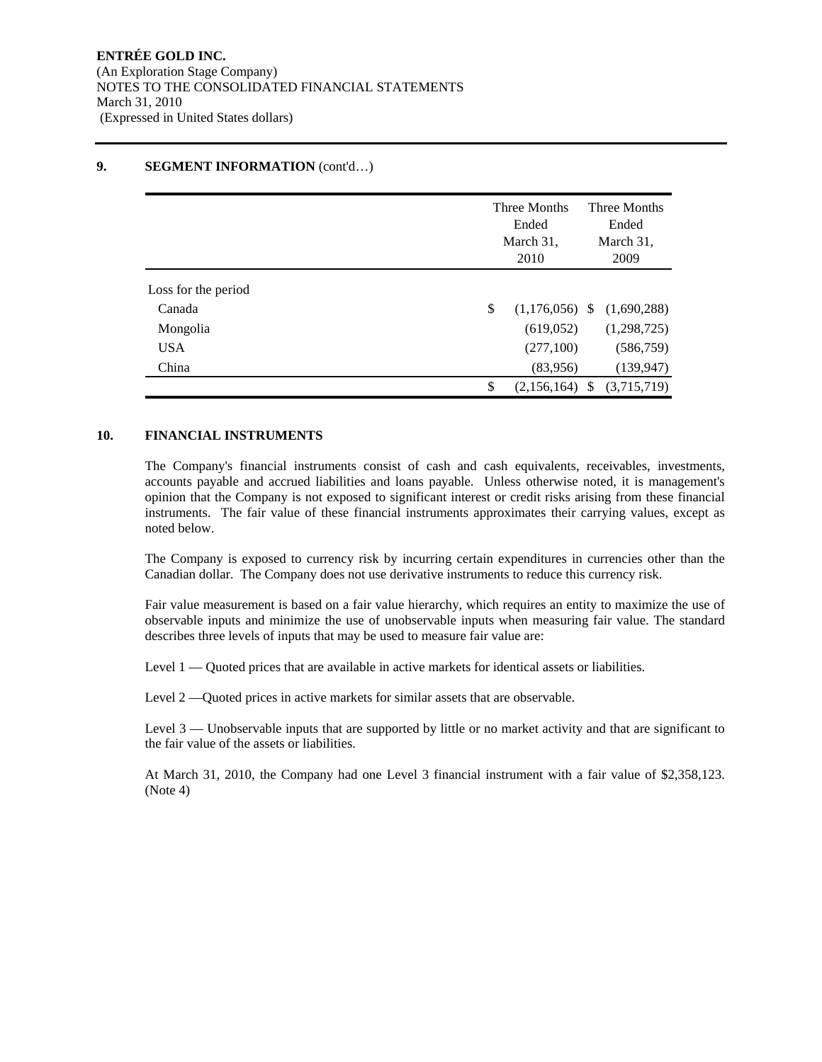**ENTRÉE GOLD INC.**
(An Exploration Stage Company)
NOTES TO THE CONSOLIDATED FINANCIAL STATEMENTS
March 31, 2010
(Expressed in United States dollars)

## 9. SEGMENT INFORMATION (cont'd…)

| | Three Months Ended March 31, 2010 | Three Months Ended March 31, 2009 |
|---|---|---|
| Loss for the period | | |
| Canada | $ (1,176,056) | $ (1,690,288) |
| Mongolia | (619,052) | (1,298,725) |
| USA | (277,100) | (586,759) |
| China | (83,956) | (139,947) |
| | $ (2,156,164) | $ (3,715,719) |

## 10. FINANCIAL INSTRUMENTS

The Company's financial instruments consist of cash and cash equivalents, receivables, investments, accounts payable and accrued liabilities and loans payable. Unless otherwise noted, it is management's opinion that the Company is not exposed to significant interest or credit risks arising from these financial instruments. The fair value of these financial instruments approximates their carrying values, except as noted below.

The Company is exposed to currency risk by incurring certain expenditures in currencies other than the Canadian dollar. The Company does not use derivative instruments to reduce this currency risk.

Fair value measurement is based on a fair value hierarchy, which requires an entity to maximize the use of observable inputs and minimize the use of unobservable inputs when measuring fair value. The standard describes three levels of inputs that may be used to measure fair value are:

Level 1 — Quoted prices that are available in active markets for identical assets or liabilities.

Level 2 —Quoted prices in active markets for similar assets that are observable.

Level 3 — Unobservable inputs that are supported by little or no market activity and that are significant to the fair value of the assets or liabilities.

At March 31, 2010, the Company had one Level 3 financial instrument with a fair value of $2,358,123. (Note 4)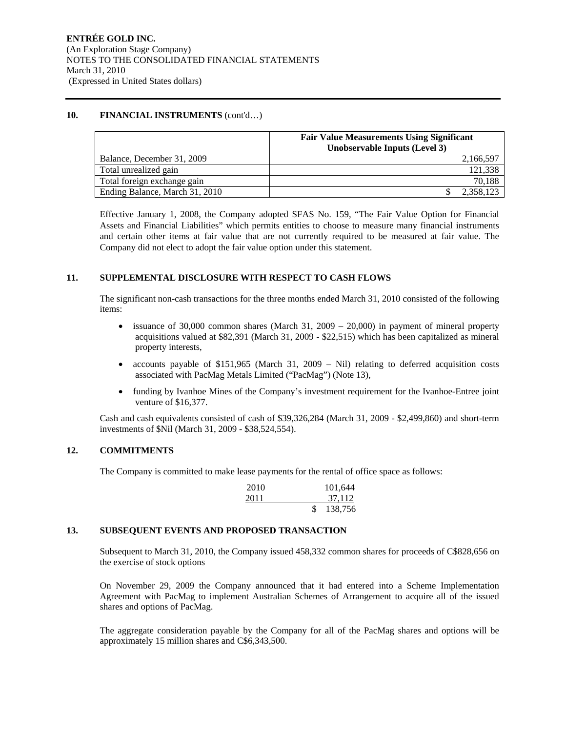## 10. FINANCIAL INSTRUMENTS (cont'd…)

| | Fair Value Measurements Using Significant Unobservable Inputs (Level 3) |
|---|---|
| Balance, December 31, 2009 | 2,166,597 |
| Total unrealized gain | 121,338 |
| Total foreign exchange gain | 70,188 |
| Ending Balance, March 31, 2010 | $ 2,358,123 |

Effective January 1, 2008, the Company adopted SFAS No. 159, "The Fair Value Option for Financial Assets and Financial Liabilities" which permits entities to choose to measure many financial instruments and certain other items at fair value that are not currently required to be measured at fair value. The Company did not elect to adopt the fair value option under this statement.

## 11. SUPPLEMENTAL DISCLOSURE WITH RESPECT TO CASH FLOWS

The significant non-cash transactions for the three months ended March 31, 2010 consisted of the following items:

- issuance of 30,000 common shares (March 31, 2009 – 20,000) in payment of mineral property acquisitions valued at $82,391 (March 31, 2009 - $22,515) which has been capitalized as mineral property interests,
- accounts payable of $151,965 (March 31, 2009 – Nil) relating to deferred acquisition costs associated with PacMag Metals Limited ("PacMag") (Note 13),
- funding by Ivanhoe Mines of the Company's investment requirement for the Ivanhoe-Entree joint venture of $16,377.

Cash and cash equivalents consisted of cash of $39,326,284 (March 31, 2009 - $2,499,860) and short-term investments of $Nil (March 31, 2009 - $38,524,554).

## 12. COMMITMENTS

The Company is committed to make lease payments for the rental of office space as follows:

| | |
|---|---|
| 2010 | 101,644 |
| 2011 | 37,112 |
| | $ 138,756 |

## 13. SUBSEQUENT EVENTS AND PROPOSED TRANSACTION

Subsequent to March 31, 2010, the Company issued 458,332 common shares for proceeds of C$828,656 on the exercise of stock options

On November 29, 2009 the Company announced that it had entered into a Scheme Implementation Agreement with PacMag to implement Australian Schemes of Arrangement to acquire all of the issued shares and options of PacMag.

The aggregate consideration payable by the Company for all of the PacMag shares and options will be approximately 15 million shares and C$6,343,500.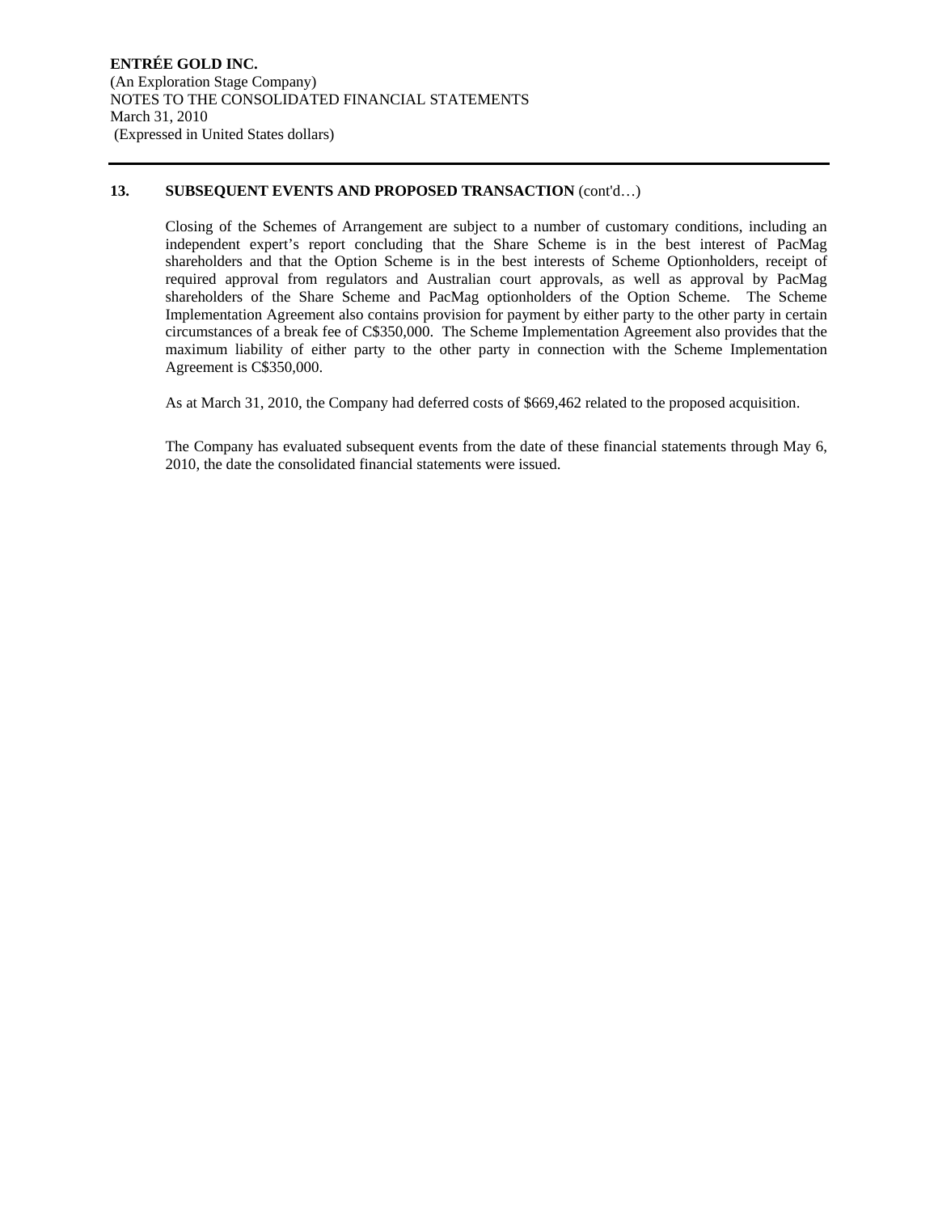## 13. SUBSEQUENT EVENTS AND PROPOSED TRANSACTION (cont'd…)

Closing of the Schemes of Arrangement are subject to a number of customary conditions, including an independent expert's report concluding that the Share Scheme is in the best interest of PacMag shareholders and that the Option Scheme is in the best interests of Scheme Optionholders, receipt of required approval from regulators and Australian court approvals, as well as approval by PacMag shareholders of the Share Scheme and PacMag optionholders of the Option Scheme. The Scheme Implementation Agreement also contains provision for payment by either party to the other party in certain circumstances of a break fee of C$350,000. The Scheme Implementation Agreement also provides that the maximum liability of either party to the other party in connection with the Scheme Implementation Agreement is C$350,000.

As at March 31, 2010, the Company had deferred costs of $669,462 related to the proposed acquisition.

The Company has evaluated subsequent events from the date of these financial statements through May 6, 2010, the date the consolidated financial statements were issued.